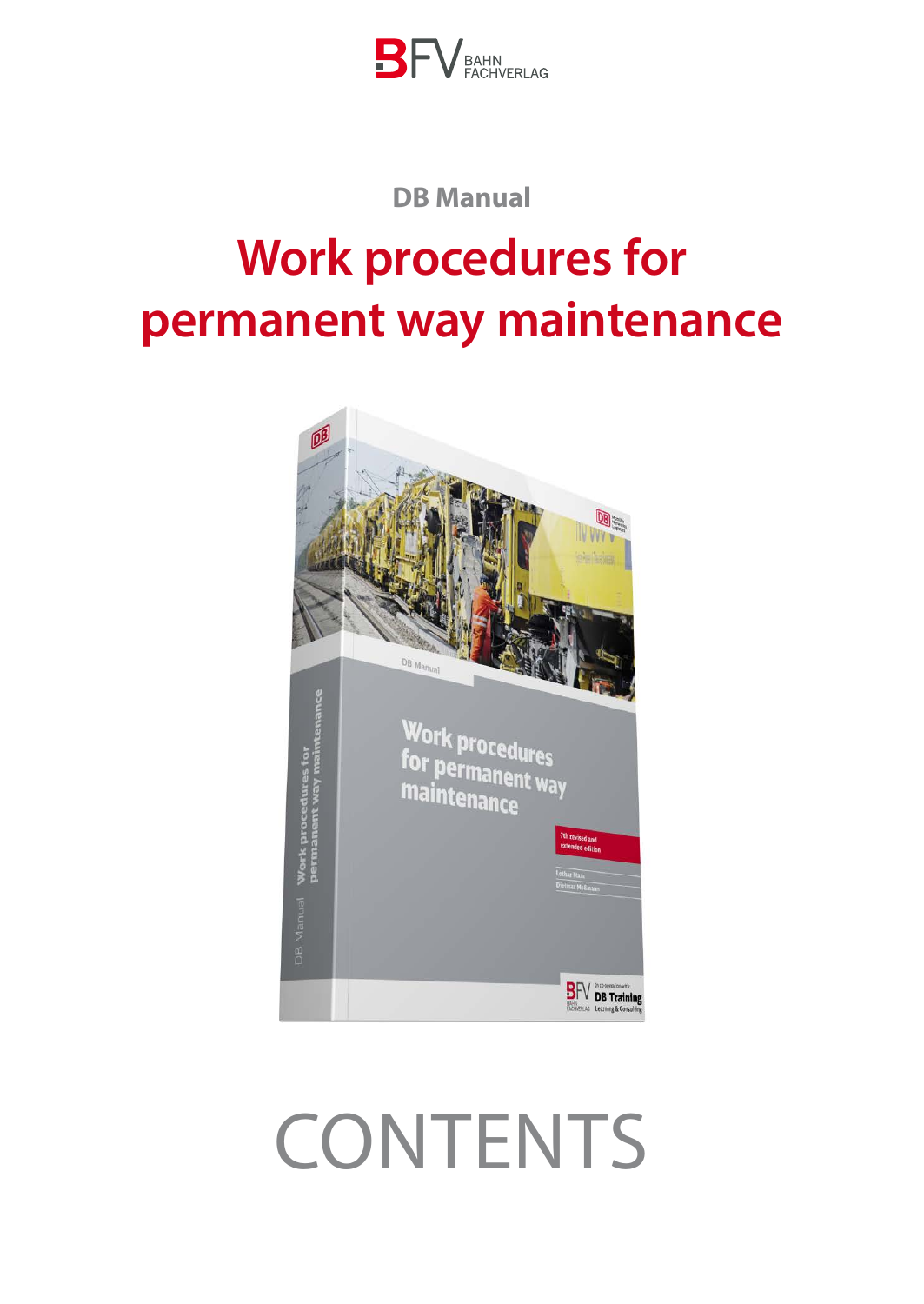BFV BAHN FACHVERLAG

**DB Manual**

# Work procedures for permanent way maintenance

# CONTENTS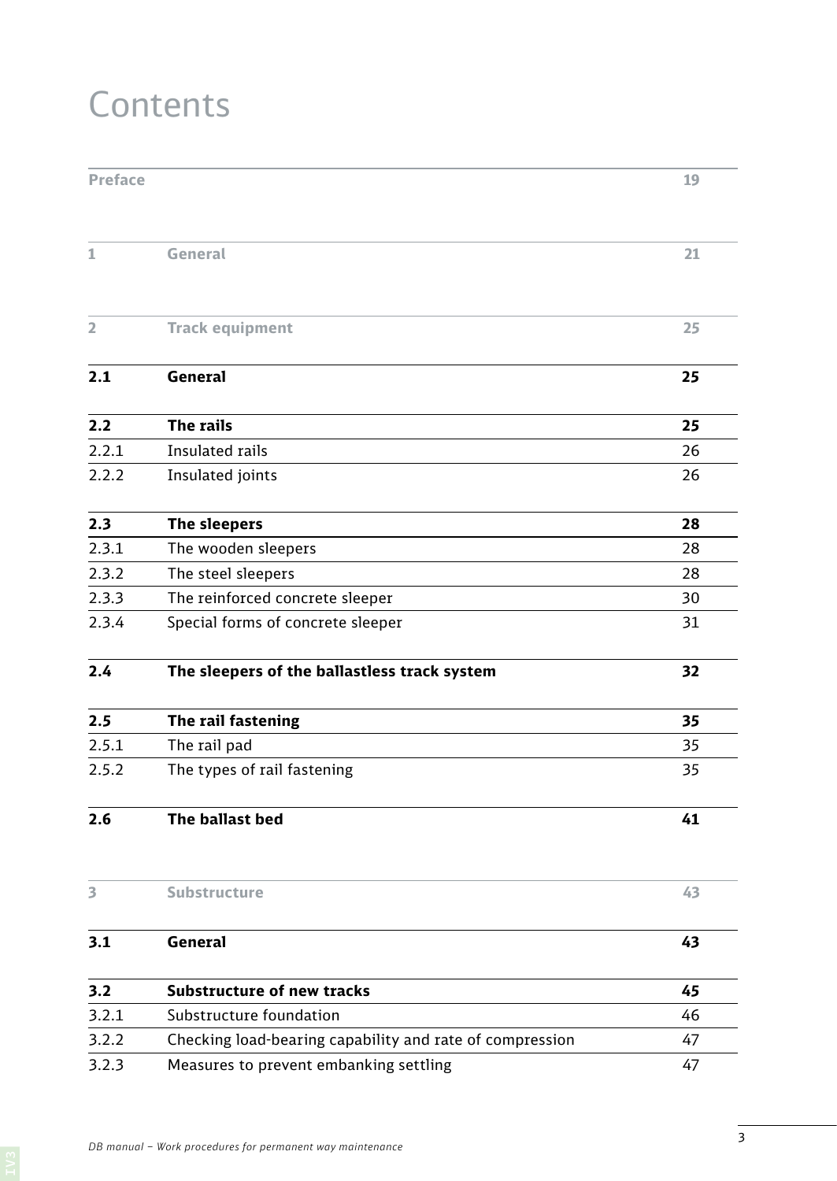# Contents

| | | |
|---|---|---|
| **Preface** | | **19** |
| **1** | **General** | **21** |
| **2** | **Track equipment** | **25** |
| **2.1** | **General** | **25** |
| **2.2** | **The rails** | **25** |
| 2.2.1 | Insulated rails | 26 |
| 2.2.2 | Insulated joints | 26 |
| **2.3** | **The sleepers** | **28** |
| 2.3.1 | The wooden sleepers | 28 |
| 2.3.2 | The steel sleepers | 28 |
| 2.3.3 | The reinforced concrete sleeper | 30 |
| 2.3.4 | Special forms of concrete sleeper | 31 |
| **2.4** | **The sleepers of the ballastless track system** | **32** |
| **2.5** | **The rail fastening** | **35** |
| 2.5.1 | The rail pad | 35 |
| 2.5.2 | The types of rail fastening | 35 |
| **2.6** | **The ballast bed** | **41** |
| **3** | **Substructure** | **43** |
| **3.1** | **General** | **43** |
| **3.2** | **Substructure of new tracks** | **45** |
| 3.2.1 | Substructure foundation | 46 |
| 3.2.2 | Checking load-bearing capability and rate of compression | 47 |
| 3.2.3 | Measures to prevent embanking settling | 47 |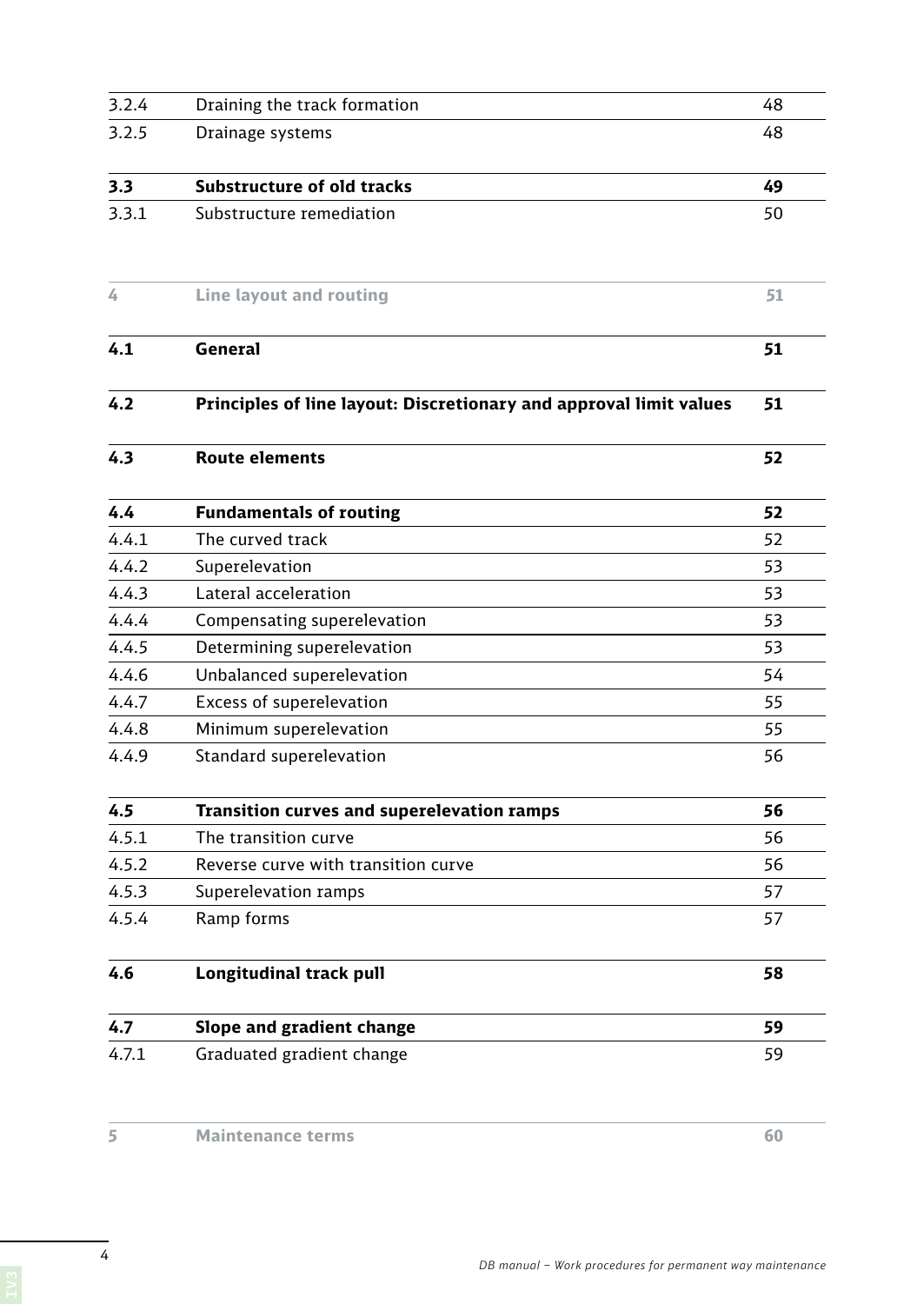| | | |
|---|---|---|
| 3.2.4 | Draining the track formation | 48 |
| 3.2.5 | Drainage systems | 48 |
| **3.3** | **Substructure of old tracks** | **49** |
| 3.3.1 | Substructure remediation | 50 |
| **4** | **Line layout and routing** | **51** |
| **4.1** | **General** | **51** |
| **4.2** | **Principles of line layout: Discretionary and approval limit values** | **51** |
| **4.3** | **Route elements** | **52** |
| **4.4** | **Fundamentals of routing** | **52** |
| 4.4.1 | The curved track | 52 |
| 4.4.2 | Superelevation | 53 |
| 4.4.3 | Lateral acceleration | 53 |
| 4.4.4 | Compensating superelevation | 53 |
| 4.4.5 | Determining superelevation | 53 |
| 4.4.6 | Unbalanced superelevation | 54 |
| 4.4.7 | Excess of superelevation | 55 |
| 4.4.8 | Minimum superelevation | 55 |
| 4.4.9 | Standard superelevation | 56 |
| **4.5** | **Transition curves and superelevation ramps** | **56** |
| 4.5.1 | The transition curve | 56 |
| 4.5.2 | Reverse curve with transition curve | 56 |
| 4.5.3 | Superelevation ramps | 57 |
| 4.5.4 | Ramp forms | 57 |
| **4.6** | **Longitudinal track pull** | **58** |
| **4.7** | **Slope and gradient change** | **59** |
| 4.7.1 | Graduated gradient change | 59 |
| **5** | **Maintenance terms** | **60** |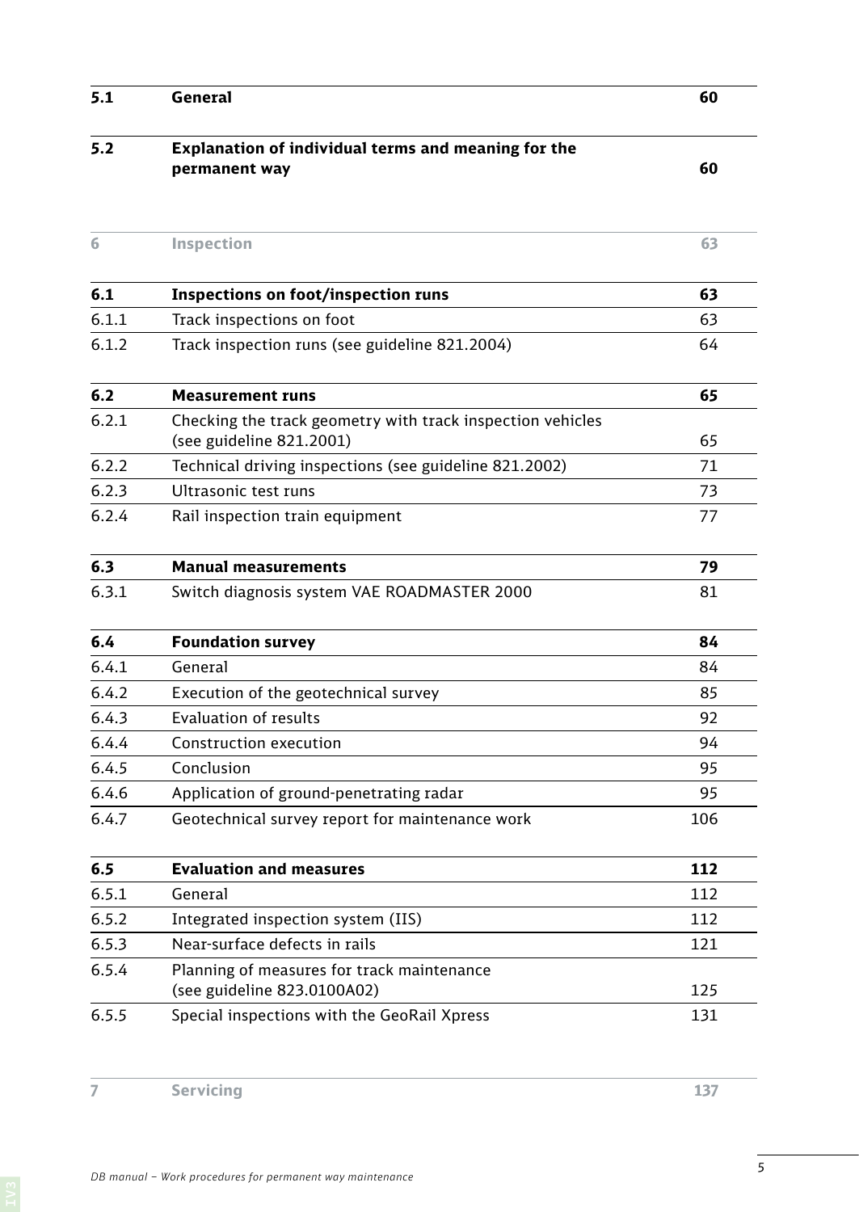| | | |
|---|---|---|
| **5.1** | **General** | **60** |
| **5.2** | **Explanation of individual terms and meaning for the permanent way** | **60** |
| **6** | **Inspection** | **63** |
| **6.1** | **Inspections on foot/inspection runs** | **63** |
| 6.1.1 | Track inspections on foot | 63 |
| 6.1.2 | Track inspection runs (see guideline 821.2004) | 64 |
| **6.2** | **Measurement runs** | **65** |
| 6.2.1 | Checking the track geometry with track inspection vehicles (see guideline 821.2001) | 65 |
| 6.2.2 | Technical driving inspections (see guideline 821.2002) | 71 |
| 6.2.3 | Ultrasonic test runs | 73 |
| 6.2.4 | Rail inspection train equipment | 77 |
| **6.3** | **Manual measurements** | **79** |
| 6.3.1 | Switch diagnosis system VAE ROADMASTER 2000 | 81 |
| **6.4** | **Foundation survey** | **84** |
| 6.4.1 | General | 84 |
| 6.4.2 | Execution of the geotechnical survey | 85 |
| 6.4.3 | Evaluation of results | 92 |
| 6.4.4 | Construction execution | 94 |
| 6.4.5 | Conclusion | 95 |
| 6.4.6 | Application of ground-penetrating radar | 95 |
| 6.4.7 | Geotechnical survey report for maintenance work | 106 |
| **6.5** | **Evaluation and measures** | **112** |
| 6.5.1 | General | 112 |
| 6.5.2 | Integrated inspection system (IIS) | 112 |
| 6.5.3 | Near-surface defects in rails | 121 |
| 6.5.4 | Planning of measures for track maintenance (see guideline 823.0100A02) | 125 |
| 6.5.5 | Special inspections with the GeoRail Xpress | 131 |
| **7** | **Servicing** | **137** |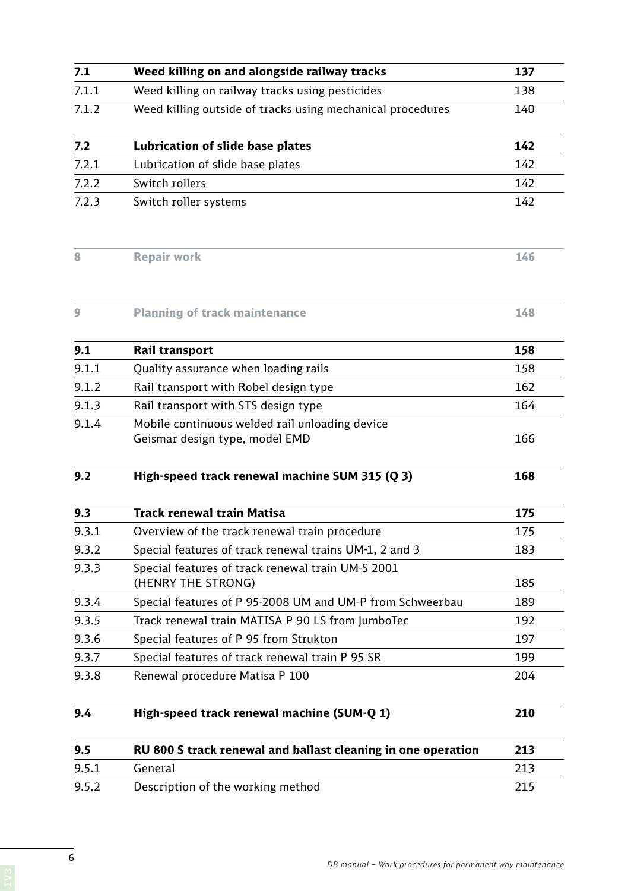| | | |
|---|---|---|
| **7.1** | **Weed killing on and alongside railway tracks** | **137** |
| 7.1.1 | Weed killing on railway tracks using pesticides | 138 |
| 7.1.2 | Weed killing outside of tracks using mechanical procedures | 140 |
| **7.2** | **Lubrication of slide base plates** | **142** |
| 7.2.1 | Lubrication of slide base plates | 142 |
| 7.2.2 | Switch rollers | 142 |
| 7.2.3 | Switch roller systems | 142 |
| **8** | **Repair work** | **146** |
| **9** | **Planning of track maintenance** | **148** |
| **9.1** | **Rail transport** | **158** |
| 9.1.1 | Quality assurance when loading rails | 158 |
| 9.1.2 | Rail transport with Robel design type | 162 |
| 9.1.3 | Rail transport with STS design type | 164 |
| 9.1.4 | Mobile continuous welded rail unloading device Geismar design type, model EMD | 166 |
| **9.2** | **High-speed track renewal machine SUM 315 (Q 3)** | **168** |
| **9.3** | **Track renewal train Matisa** | **175** |
| 9.3.1 | Overview of the track renewal train procedure | 175 |
| 9.3.2 | Special features of track renewal trains UM-1, 2 and 3 | 183 |
| 9.3.3 | Special features of track renewal train UM-S 2001 (HENRY THE STRONG) | 185 |
| 9.3.4 | Special features of P 95-2008 UM and UM-P from Schweerbau | 189 |
| 9.3.5 | Track renewal train MATISA P 90 LS from JumboTec | 192 |
| 9.3.6 | Special features of P 95 from Strukton | 197 |
| 9.3.7 | Special features of track renewal train P 95 SR | 199 |
| 9.3.8 | Renewal procedure Matisa P 100 | 204 |
| **9.4** | **High-speed track renewal machine (SUM-Q 1)** | **210** |
| **9.5** | **RU 800 S track renewal and ballast cleaning in one operation** | **213** |
| 9.5.1 | General | 213 |
| 9.5.2 | Description of the working method | 215 |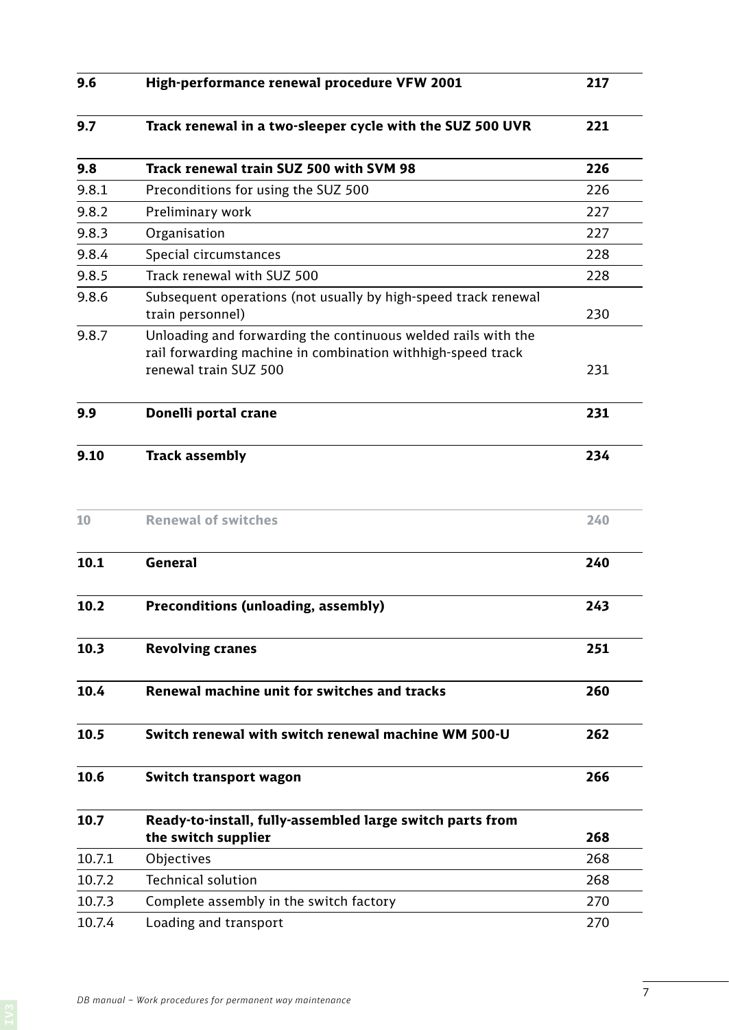| | | |
|---|---|---|
| **9.6** | **High-performance renewal procedure VFW 2001** | **217** |
| **9.7** | **Track renewal in a two-sleeper cycle with the SUZ 500 UVR** | **221** |
| **9.8** | **Track renewal train SUZ 500 with SVM 98** | **226** |
| 9.8.1 | Preconditions for using the SUZ 500 | 226 |
| 9.8.2 | Preliminary work | 227 |
| 9.8.3 | Organisation | 227 |
| 9.8.4 | Special circumstances | 228 |
| 9.8.5 | Track renewal with SUZ 500 | 228 |
| 9.8.6 | Subsequent operations (not usually by high-speed track renewal train personnel) | 230 |
| 9.8.7 | Unloading and forwarding the continuous welded rails with the rail forwarding machine in combination withhigh-speed track renewal train SUZ 500 | 231 |
| **9.9** | **Donelli portal crane** | **231** |
| **9.10** | **Track assembly** | **234** |
| **10** | **Renewal of switches** | **240** |
| **10.1** | **General** | **240** |
| **10.2** | **Preconditions (unloading, assembly)** | **243** |
| **10.3** | **Revolving cranes** | **251** |
| **10.4** | **Renewal machine unit for switches and tracks** | **260** |
| **10.5** | **Switch renewal with switch renewal machine WM 500-U** | **262** |
| **10.6** | **Switch transport wagon** | **266** |
| **10.7** | **Ready-to-install, fully-assembled large switch parts from the switch supplier** | **268** |
| 10.7.1 | Objectives | 268 |
| 10.7.2 | Technical solution | 268 |
| 10.7.3 | Complete assembly in the switch factory | 270 |
| 10.7.4 | Loading and transport | 270 |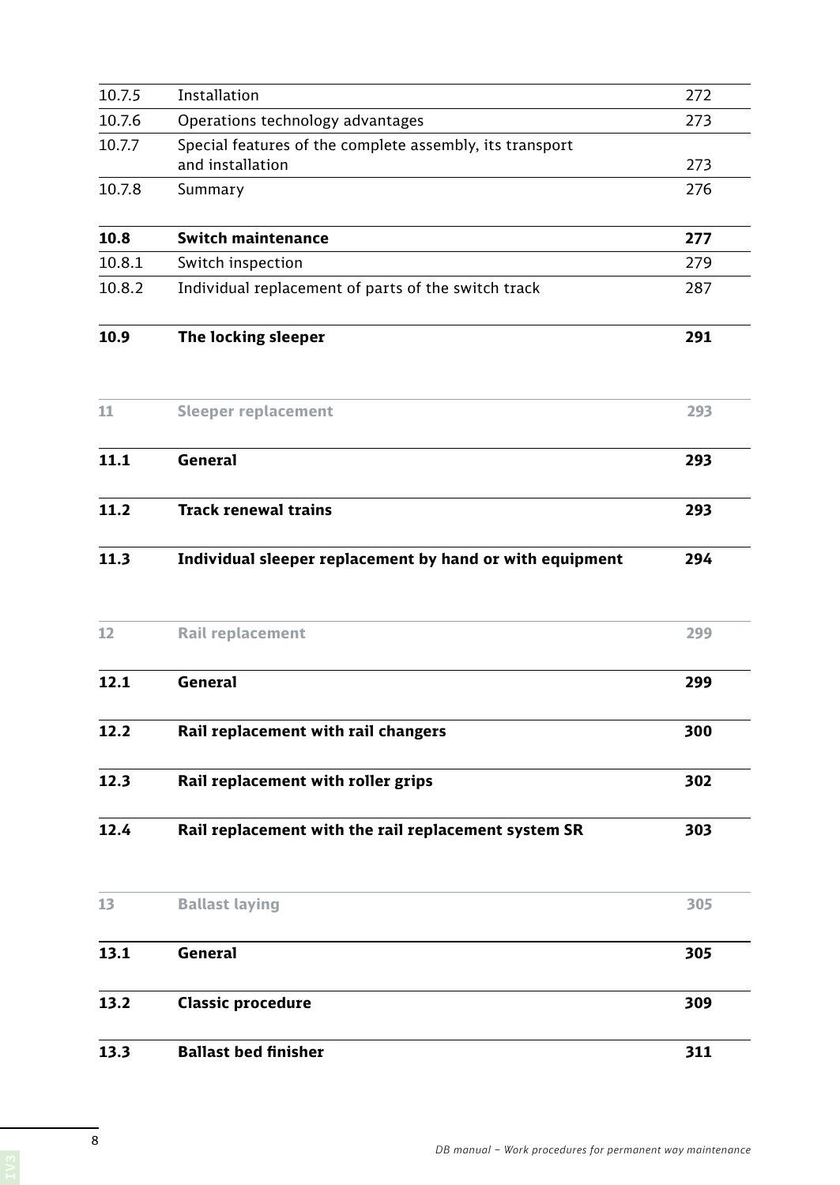| | | |
|---|---|---|
| 10.7.5 | Installation | 272 |
| 10.7.6 | Operations technology advantages | 273 |
| 10.7.7 | Special features of the complete assembly, its transport and installation | 273 |
| 10.7.8 | Summary | 276 |
| **10.8** | **Switch maintenance** | **277** |
| 10.8.1 | Switch inspection | 279 |
| 10.8.2 | Individual replacement of parts of the switch track | 287 |
| **10.9** | **The locking sleeper** | **291** |
| **11** | **Sleeper replacement** | **293** |
| **11.1** | **General** | **293** |
| **11.2** | **Track renewal trains** | **293** |
| **11.3** | **Individual sleeper replacement by hand or with equipment** | **294** |
| **12** | **Rail replacement** | **299** |
| **12.1** | **General** | **299** |
| **12.2** | **Rail replacement with rail changers** | **300** |
| **12.3** | **Rail replacement with roller grips** | **302** |
| **12.4** | **Rail replacement with the rail replacement system SR** | **303** |
| **13** | **Ballast laying** | **305** |
| **13.1** | **General** | **305** |
| **13.2** | **Classic procedure** | **309** |
| **13.3** | **Ballast bed finisher** | **311** |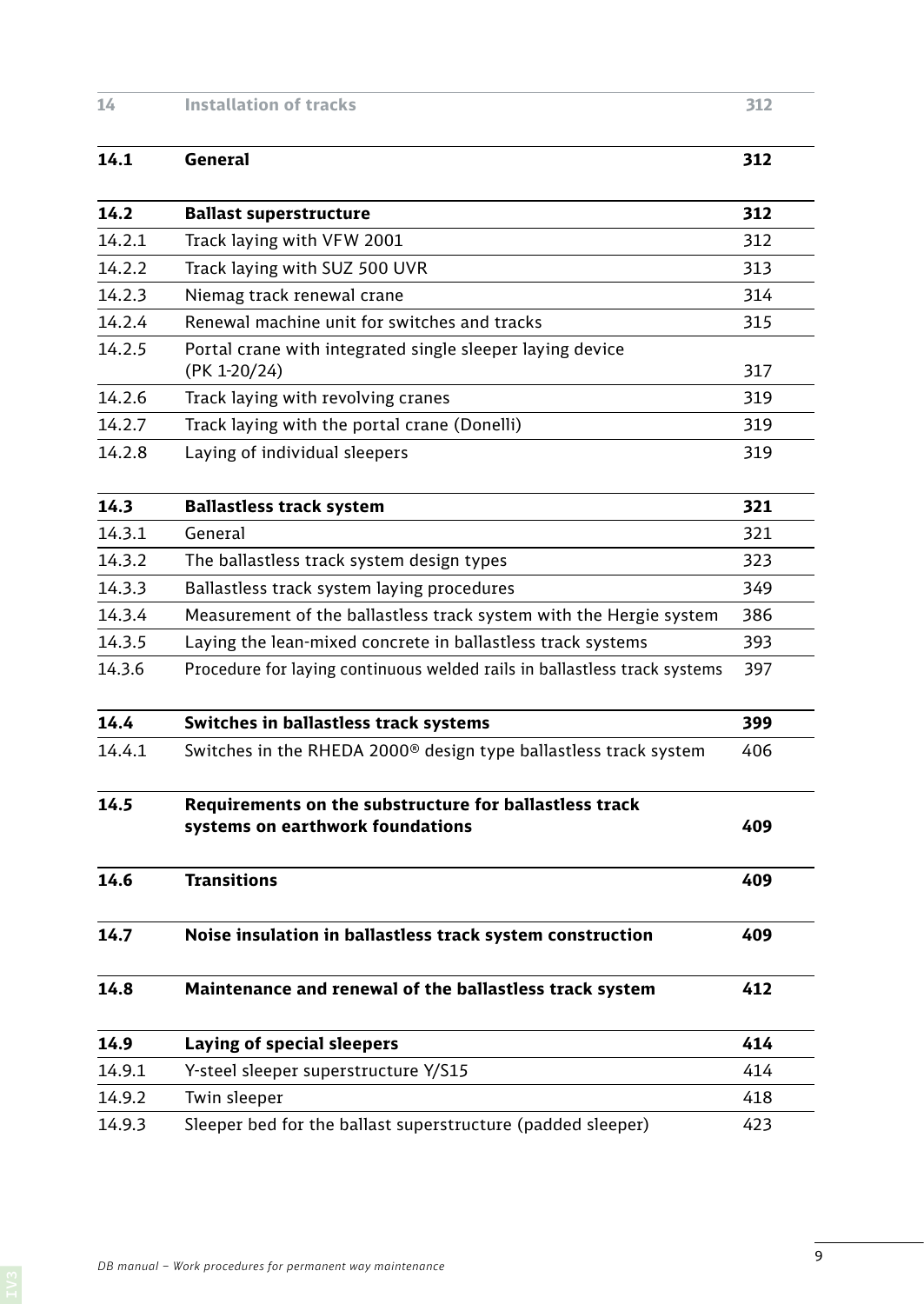| 14 | Installation of tracks | 312 |
|---|---|---|
| **14.1** | **General** | **312** |
| **14.2** | **Ballast superstructure** | **312** |
| 14.2.1 | Track laying with VFW 2001 | 312 |
| 14.2.2 | Track laying with SUZ 500 UVR | 313 |
| 14.2.3 | Niemag track renewal crane | 314 |
| 14.2.4 | Renewal machine unit for switches and tracks | 315 |
| 14.2.5 | Portal crane with integrated single sleeper laying device (PK 1-20/24) | 317 |
| 14.2.6 | Track laying with revolving cranes | 319 |
| 14.2.7 | Track laying with the portal crane (Donelli) | 319 |
| 14.2.8 | Laying of individual sleepers | 319 |
| **14.3** | **Ballastless track system** | **321** |
| 14.3.1 | General | 321 |
| 14.3.2 | The ballastless track system design types | 323 |
| 14.3.3 | Ballastless track system laying procedures | 349 |
| 14.3.4 | Measurement of the ballastless track system with the Hergie system | 386 |
| 14.3.5 | Laying the lean-mixed concrete in ballastless track systems | 393 |
| 14.3.6 | Procedure for laying continuous welded rails in ballastless track systems | 397 |
| **14.4** | **Switches in ballastless track systems** | **399** |
| 14.4.1 | Switches in the RHEDA 2000® design type ballastless track system | 406 |
| **14.5** | **Requirements on the substructure for ballastless track systems on earthwork foundations** | **409** |
| **14.6** | **Transitions** | **409** |
| **14.7** | **Noise insulation in ballastless track system construction** | **409** |
| **14.8** | **Maintenance and renewal of the ballastless track system** | **412** |
| **14.9** | **Laying of special sleepers** | **414** |
| 14.9.1 | Y-steel sleeper superstructure Y/S15 | 414 |
| 14.9.2 | Twin sleeper | 418 |
| 14.9.3 | Sleeper bed for the ballast superstructure (padded sleeper) | 423 |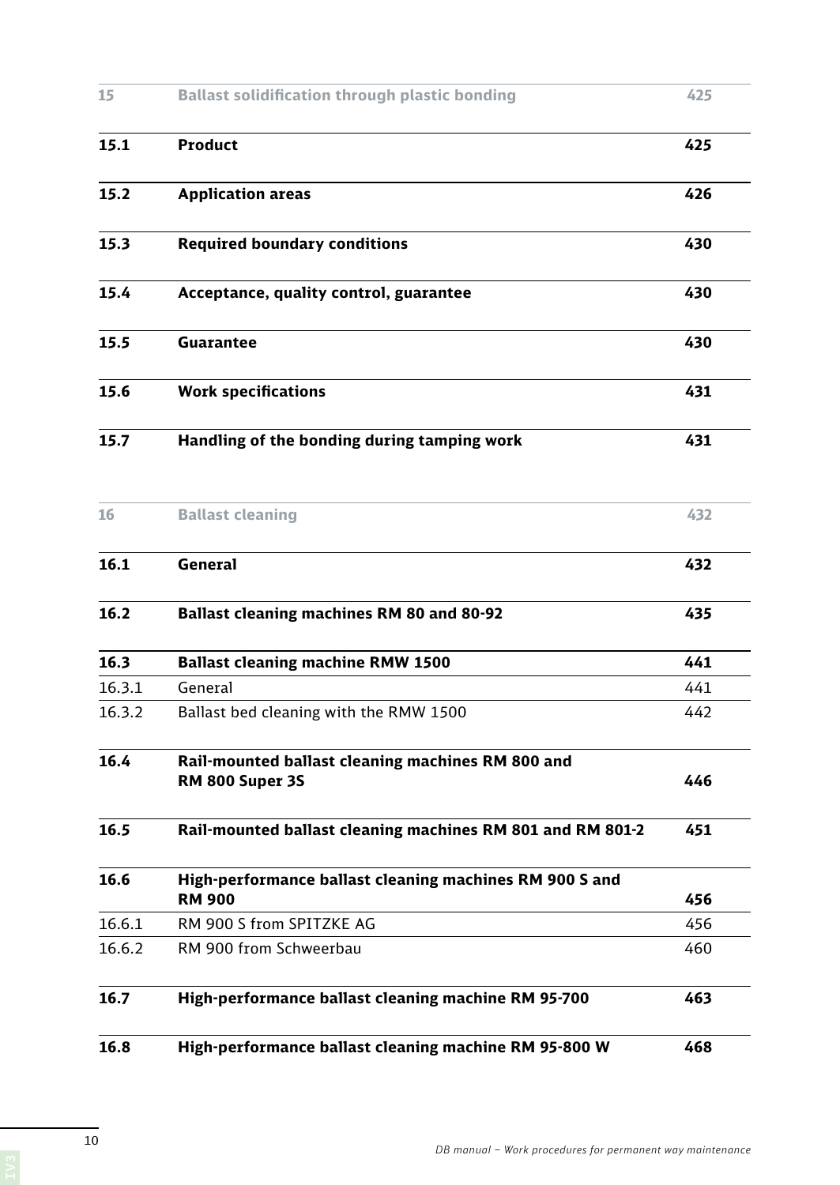| | | |
|---|---|---|
| 15 | Ballast solidification through plastic bonding | 425 |
| **15.1** | **Product** | **425** |
| **15.2** | **Application areas** | **426** |
| **15.3** | **Required boundary conditions** | **430** |
| **15.4** | **Acceptance, quality control, guarantee** | **430** |
| **15.5** | **Guarantee** | **430** |
| **15.6** | **Work specifications** | **431** |
| **15.7** | **Handling of the bonding during tamping work** | **431** |

| | | |
|---|---|---|
| 16 | Ballast cleaning | 432 |
| **16.1** | **General** | **432** |
| **16.2** | **Ballast cleaning machines RM 80 and 80-92** | **435** |
| **16.3** | **Ballast cleaning machine RMW 1500** | **441** |
| 16.3.1 | General | 441 |
| 16.3.2 | Ballast bed cleaning with the RMW 1500 | 442 |
| **16.4** | **Rail-mounted ballast cleaning machines RM 800 and RM 800 Super 3S** | **446** |
| **16.5** | **Rail-mounted ballast cleaning machines RM 801 and RM 801-2** | **451** |
| **16.6** | **High-performance ballast cleaning machines RM 900 S and RM 900** | **456** |
| 16.6.1 | RM 900 S from SPITZKE AG | 456 |
| 16.6.2 | RM 900 from Schweerbau | 460 |
| **16.7** | **High-performance ballast cleaning machine RM 95-700** | **463** |
| **16.8** | **High-performance ballast cleaning machine RM 95-800 W** | **468** |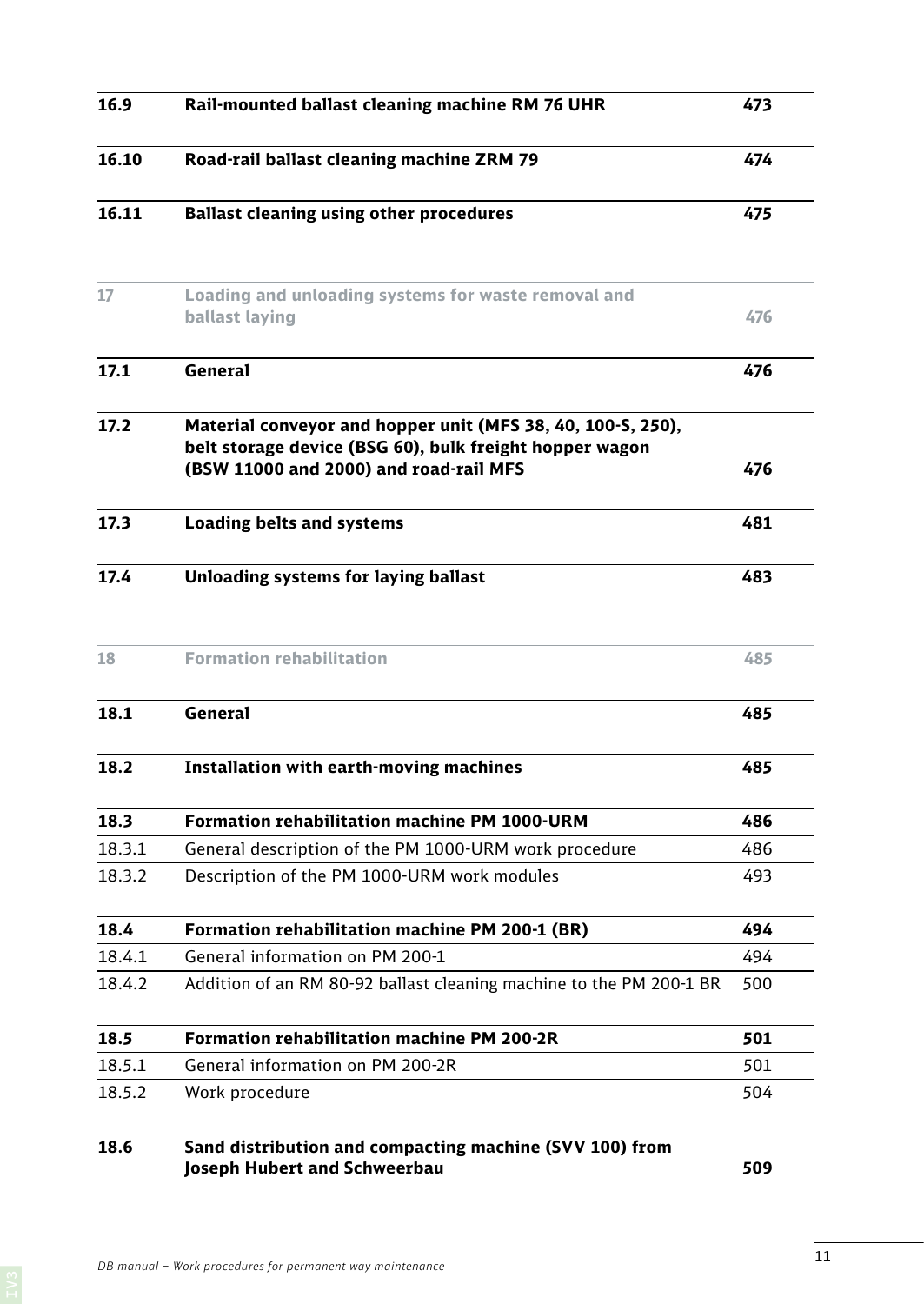| | | |
|---|---|---|
| **16.9** | **Rail-mounted ballast cleaning machine RM 76 UHR** | **473** |
| **16.10** | **Road-rail ballast cleaning machine ZRM 79** | **474** |
| **16.11** | **Ballast cleaning using other procedures** | **475** |
| **17** | **Loading and unloading systems for waste removal and ballast laying** | **476** |
| **17.1** | **General** | **476** |
| **17.2** | **Material conveyor and hopper unit (MFS 38, 40, 100-S, 250), belt storage device (BSG 60), bulk freight hopper wagon (BSW 11000 and 2000) and road-rail MFS** | **476** |
| **17.3** | **Loading belts and systems** | **481** |
| **17.4** | **Unloading systems for laying ballast** | **483** |
| **18** | **Formation rehabilitation** | **485** |
| **18.1** | **General** | **485** |
| **18.2** | **Installation with earth-moving machines** | **485** |
| **18.3** | **Formation rehabilitation machine PM 1000-URM** | **486** |
| 18.3.1 | General description of the PM 1000-URM work procedure | 486 |
| 18.3.2 | Description of the PM 1000-URM work modules | 493 |
| **18.4** | **Formation rehabilitation machine PM 200-1 (BR)** | **494** |
| 18.4.1 | General information on PM 200-1 | 494 |
| 18.4.2 | Addition of an RM 80-92 ballast cleaning machine to the PM 200-1 BR | 500 |
| **18.5** | **Formation rehabilitation machine PM 200-2R** | **501** |
| 18.5.1 | General information on PM 200-2R | 501 |
| 18.5.2 | Work procedure | 504 |
| **18.6** | **Sand distribution and compacting machine (SVV 100) from Joseph Hubert and Schweerbau** | **509** |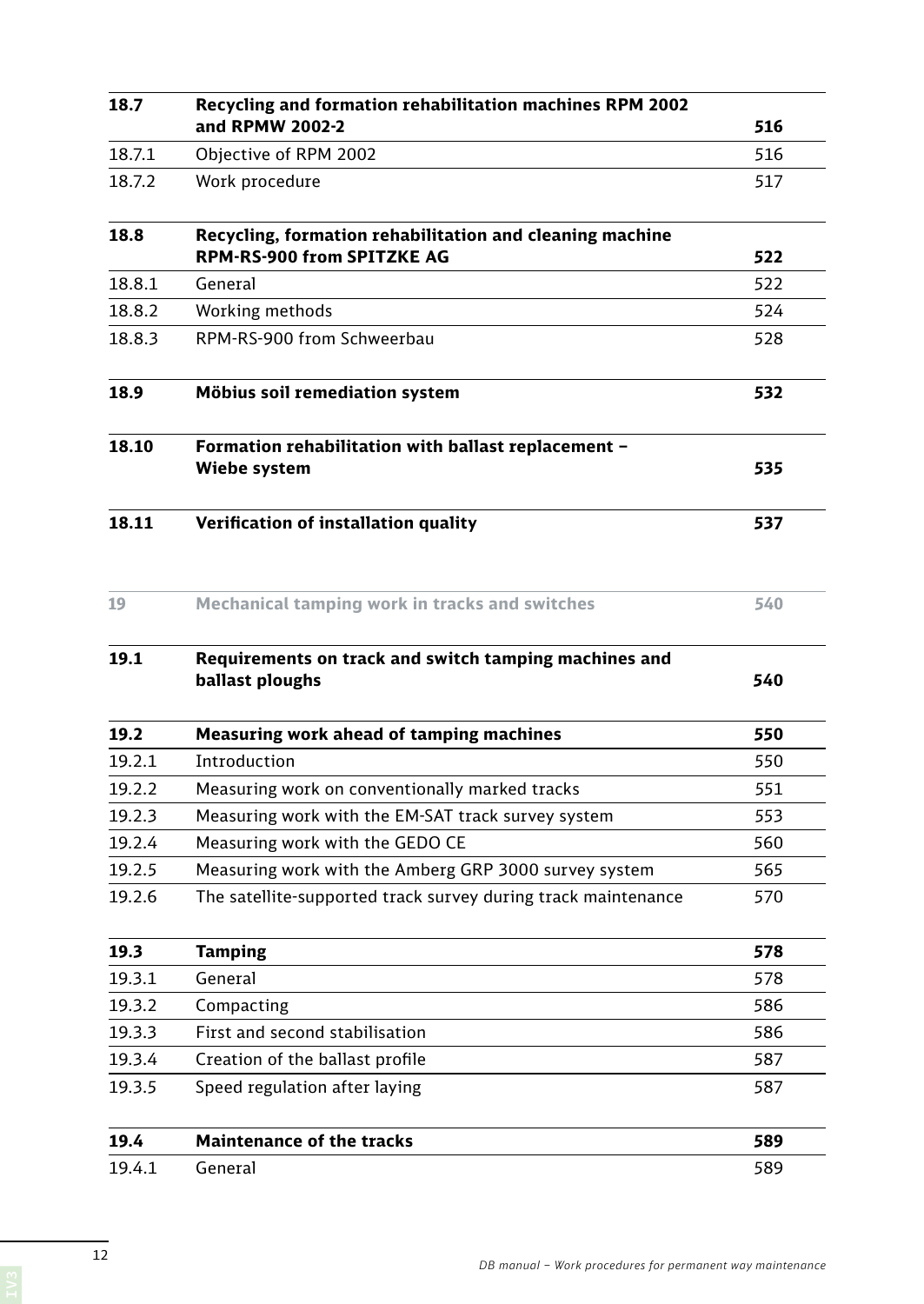| | | |
|---|---|---|
| **18.7** | **Recycling and formation rehabilitation machines RPM 2002 and RPMW 2002-2** | **516** |
| 18.7.1 | Objective of RPM 2002 | 516 |
| 18.7.2 | Work procedure | 517 |
| **18.8** | **Recycling, formation rehabilitation and cleaning machine RPM-RS-900 from SPITZKE AG** | **522** |
| 18.8.1 | General | 522 |
| 18.8.2 | Working methods | 524 |
| 18.8.3 | RPM-RS-900 from Schweerbau | 528 |
| **18.9** | **Möbius soil remediation system** | **532** |
| **18.10** | **Formation rehabilitation with ballast replacement – Wiebe system** | **535** |
| **18.11** | **Verification of installation quality** | **537** |
| **19** | **Mechanical tamping work in tracks and switches** | **540** |
| **19.1** | **Requirements on track and switch tamping machines and ballast ploughs** | **540** |
| **19.2** | **Measuring work ahead of tamping machines** | **550** |
| 19.2.1 | Introduction | 550 |
| 19.2.2 | Measuring work on conventionally marked tracks | 551 |
| 19.2.3 | Measuring work with the EM-SAT track survey system | 553 |
| 19.2.4 | Measuring work with the GEDO CE | 560 |
| 19.2.5 | Measuring work with the Amberg GRP 3000 survey system | 565 |
| 19.2.6 | The satellite-supported track survey during track maintenance | 570 |
| **19.3** | **Tamping** | **578** |
| 19.3.1 | General | 578 |
| 19.3.2 | Compacting | 586 |
| 19.3.3 | First and second stabilisation | 586 |
| 19.3.4 | Creation of the ballast profile | 587 |
| 19.3.5 | Speed regulation after laying | 587 |
| **19.4** | **Maintenance of the tracks** | **589** |
| 19.4.1 | General | 589 |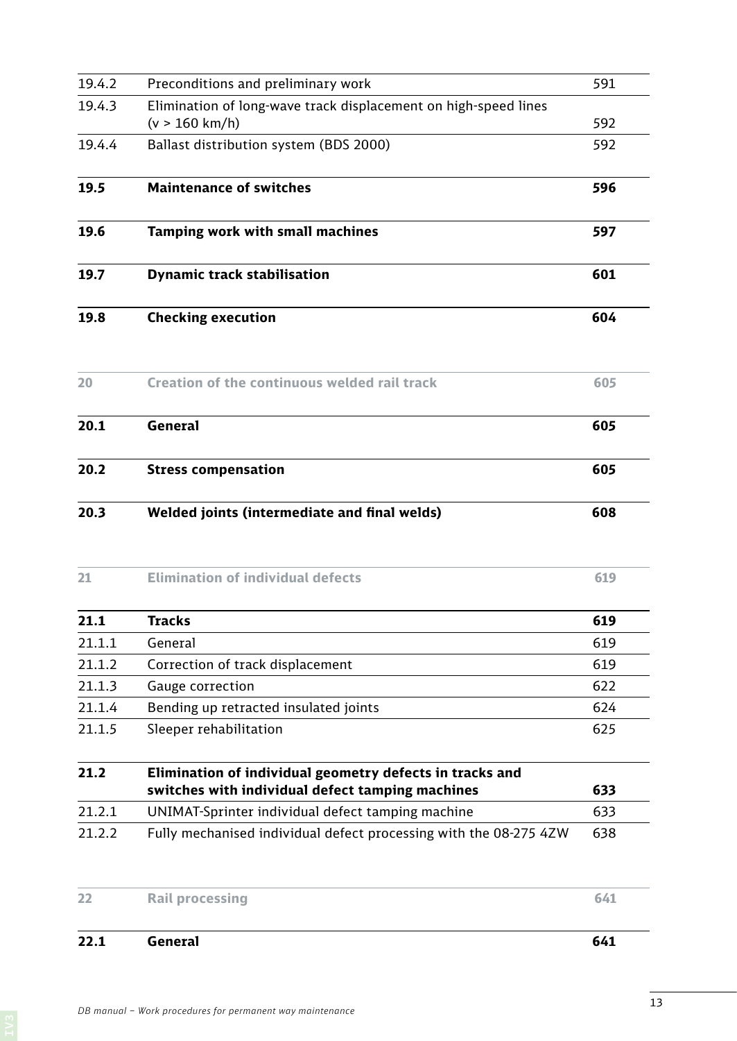| | | |
|---|---|---|
| 19.4.2 | Preconditions and preliminary work | 591 |
| 19.4.3 | Elimination of long-wave track displacement on high-speed lines (v > 160 km/h) | 592 |
| 19.4.4 | Ballast distribution system (BDS 2000) | 592 |
| **19.5** | **Maintenance of switches** | **596** |
| **19.6** | **Tamping work with small machines** | **597** |
| **19.7** | **Dynamic track stabilisation** | **601** |
| **19.8** | **Checking execution** | **604** |
| **20** | **Creation of the continuous welded rail track** | **605** |
| **20.1** | **General** | **605** |
| **20.2** | **Stress compensation** | **605** |
| **20.3** | **Welded joints (intermediate and final welds)** | **608** |
| **21** | **Elimination of individual defects** | **619** |
| **21.1** | **Tracks** | **619** |
| 21.1.1 | General | 619 |
| 21.1.2 | Correction of track displacement | 619 |
| 21.1.3 | Gauge correction | 622 |
| 21.1.4 | Bending up retracted insulated joints | 624 |
| 21.1.5 | Sleeper rehabilitation | 625 |
| **21.2** | **Elimination of individual geometry defects in tracks and switches with individual defect tamping machines** | **633** |
| 21.2.1 | UNIMAT-Sprinter individual defect tamping machine | 633 |
| 21.2.2 | Fully mechanised individual defect processing with the 08-275 4ZW | 638 |
| **22** | **Rail processing** | **641** |
| **22.1** | **General** | **641** |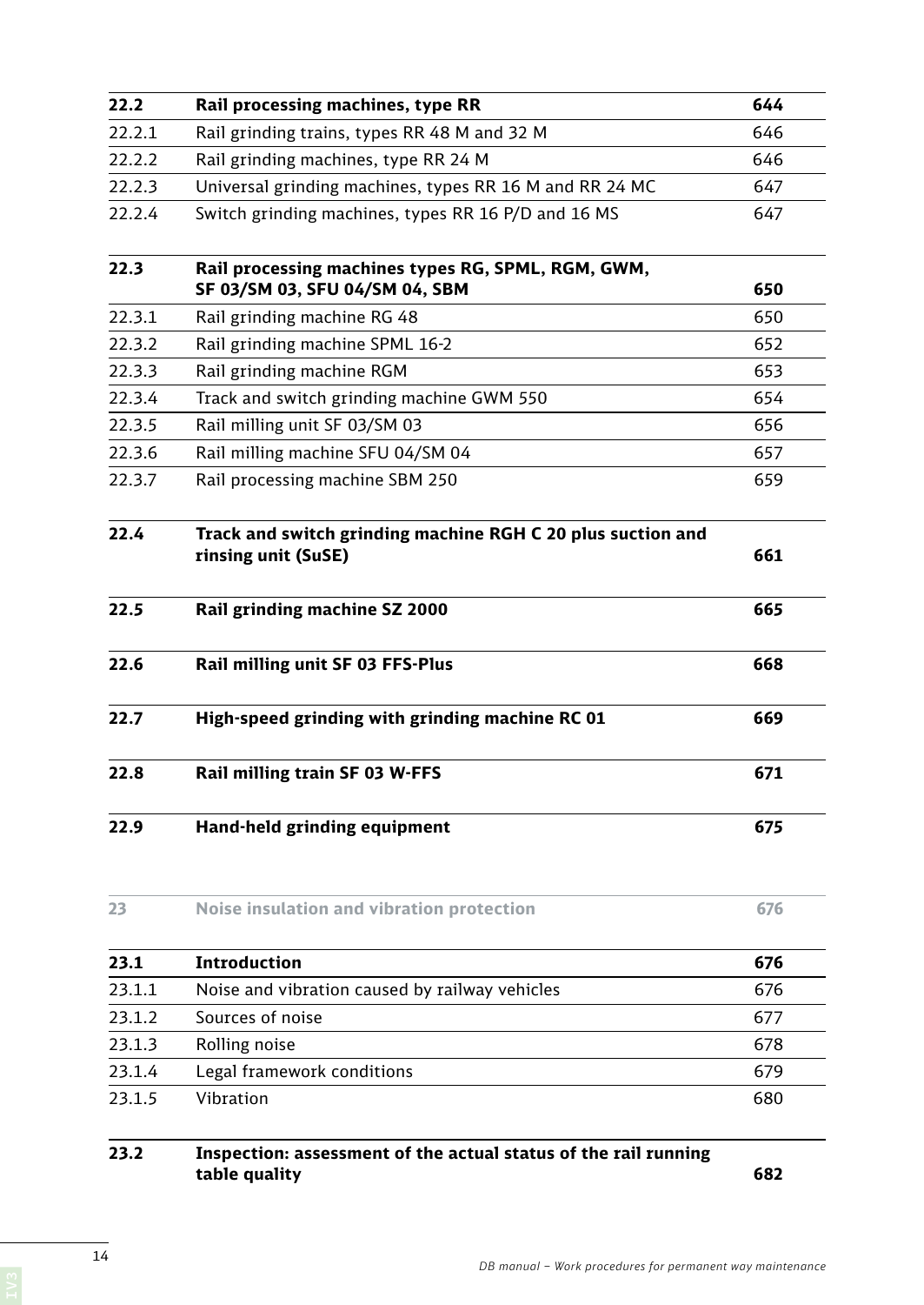| | | |
|---|---|---|
| **22.2** | **Rail processing machines, type RR** | **644** |
| 22.2.1 | Rail grinding trains, types RR 48 M and 32 M | 646 |
| 22.2.2 | Rail grinding machines, type RR 24 M | 646 |
| 22.2.3 | Universal grinding machines, types RR 16 M and RR 24 MC | 647 |
| 22.2.4 | Switch grinding machines, types RR 16 P/D and 16 MS | 647 |
| **22.3** | **Rail processing machines types RG, SPML, RGM, GWM, SF 03/SM 03, SFU 04/SM 04, SBM** | **650** |
| 22.3.1 | Rail grinding machine RG 48 | 650 |
| 22.3.2 | Rail grinding machine SPML 16-2 | 652 |
| 22.3.3 | Rail grinding machine RGM | 653 |
| 22.3.4 | Track and switch grinding machine GWM 550 | 654 |
| 22.3.5 | Rail milling unit SF 03/SM 03 | 656 |
| 22.3.6 | Rail milling machine SFU 04/SM 04 | 657 |
| 22.3.7 | Rail processing machine SBM 250 | 659 |
| **22.4** | **Track and switch grinding machine RGH C 20 plus suction and rinsing unit (SuSE)** | **661** |
| **22.5** | **Rail grinding machine SZ 2000** | **665** |
| **22.6** | **Rail milling unit SF 03 FFS-Plus** | **668** |
| **22.7** | **High-speed grinding with grinding machine RC 01** | **669** |
| **22.8** | **Rail milling train SF 03 W-FFS** | **671** |
| **22.9** | **Hand-held grinding equipment** | **675** |
| **23** | **Noise insulation and vibration protection** | **676** |
| **23.1** | **Introduction** | **676** |
| 23.1.1 | Noise and vibration caused by railway vehicles | 676 |
| 23.1.2 | Sources of noise | 677 |
| 23.1.3 | Rolling noise | 678 |
| 23.1.4 | Legal framework conditions | 679 |
| 23.1.5 | Vibration | 680 |
| **23.2** | **Inspection: assessment of the actual status of the rail running table quality** | **682** |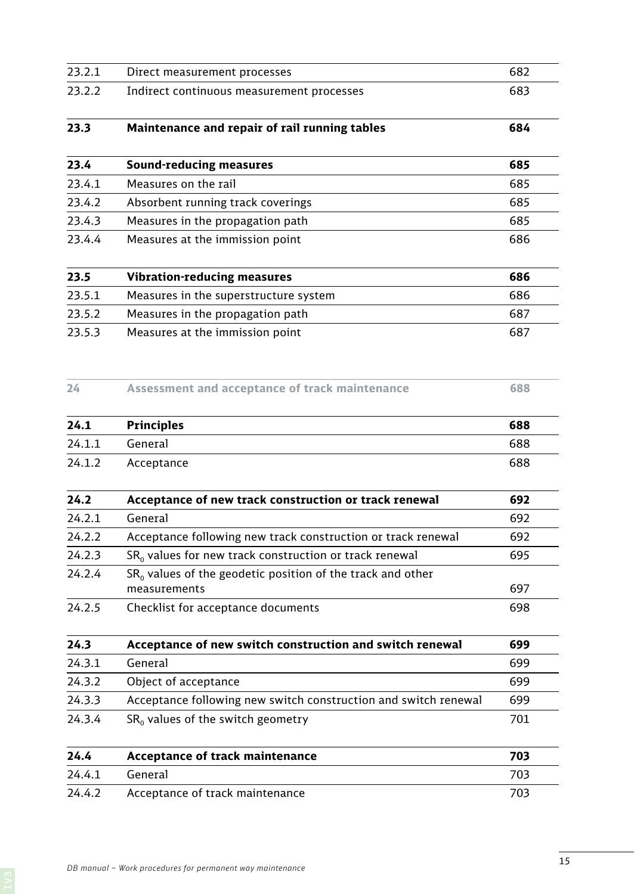| | | |
|---|---|---|
| 23.2.1 | Direct measurement processes | 682 |
| 23.2.2 | Indirect continuous measurement processes | 683 |

| | | |
|---|---|---|
| **23.3** | **Maintenance and repair of rail running tables** | **684** |

| | | |
|---|---|---|
| **23.4** | **Sound-reducing measures** | **685** |
| 23.4.1 | Measures on the rail | 685 |
| 23.4.2 | Absorbent running track coverings | 685 |
| 23.4.3 | Measures in the propagation path | 685 |
| 23.4.4 | Measures at the immission point | 686 |

| | | |
|---|---|---|
| **23.5** | **Vibration-reducing measures** | **686** |
| 23.5.1 | Measures in the superstructure system | 686 |
| 23.5.2 | Measures in the propagation path | 687 |
| 23.5.3 | Measures at the immission point | 687 |

| | | |
|---|---|---|
| **24** | **Assessment and acceptance of track maintenance** | **688** |

| | | |
|---|---|---|
| **24.1** | **Principles** | **688** |
| 24.1.1 | General | 688 |
| 24.1.2 | Acceptance | 688 |

| | | |
|---|---|---|
| **24.2** | **Acceptance of new track construction or track renewal** | **692** |
| 24.2.1 | General | 692 |
| 24.2.2 | Acceptance following new track construction or track renewal | 692 |
| 24.2.3 | $SR_0$ values for new track construction or track renewal | 695 |
| 24.2.4 | $SR_0$ values of the geodetic position of the track and other measurements | 697 |
| 24.2.5 | Checklist for acceptance documents | 698 |

| | | |
|---|---|---|
| **24.3** | **Acceptance of new switch construction and switch renewal** | **699** |
| 24.3.1 | General | 699 |
| 24.3.2 | Object of acceptance | 699 |
| 24.3.3 | Acceptance following new switch construction and switch renewal | 699 |
| 24.3.4 | $SR_0$ values of the switch geometry | 701 |

| | | |
|---|---|---|
| **24.4** | **Acceptance of track maintenance** | **703** |
| 24.4.1 | General | 703 |
| 24.4.2 | Acceptance of track maintenance | 703 |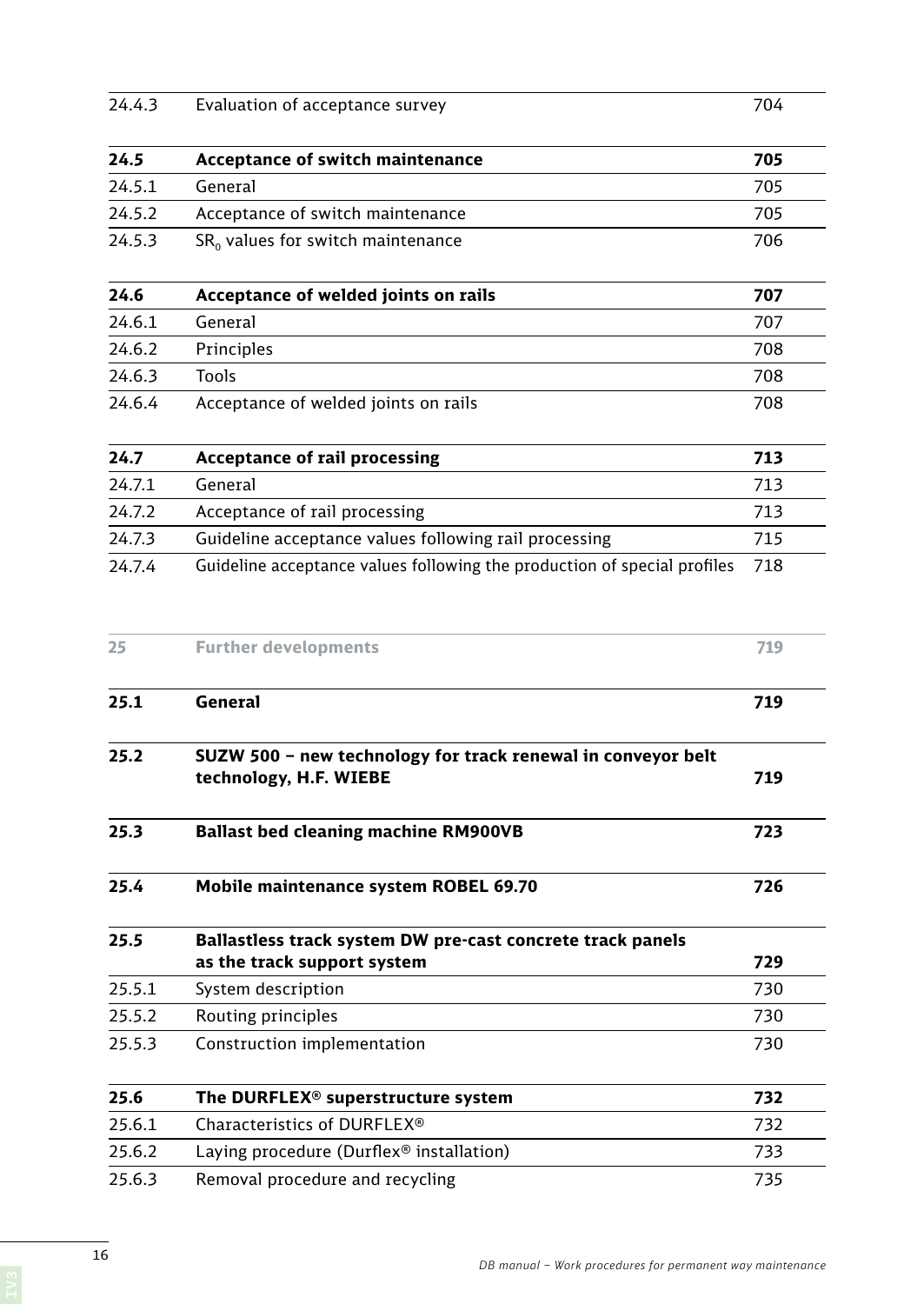| | | |
|---|---|---|
| 24.4.3 | Evaluation of acceptance survey | 704 |
| **24.5** | **Acceptance of switch maintenance** | **705** |
| 24.5.1 | General | 705 |
| 24.5.2 | Acceptance of switch maintenance | 705 |
| 24.5.3 | $SR_0$ values for switch maintenance | 706 |
| **24.6** | **Acceptance of welded joints on rails** | **707** |
| 24.6.1 | General | 707 |
| 24.6.2 | Principles | 708 |
| 24.6.3 | Tools | 708 |
| 24.6.4 | Acceptance of welded joints on rails | 708 |
| **24.7** | **Acceptance of rail processing** | **713** |
| 24.7.1 | General | 713 |
| 24.7.2 | Acceptance of rail processing | 713 |
| 24.7.3 | Guideline acceptance values following rail processing | 715 |
| 24.7.4 | Guideline acceptance values following the production of special profiles | 718 |
| **25** | **Further developments** | **719** |
| **25.1** | **General** | **719** |
| **25.2** | **SUZW 500 – new technology for track renewal in conveyor belt technology, H.F. WIEBE** | **719** |
| **25.3** | **Ballast bed cleaning machine RM900VB** | **723** |
| **25.4** | **Mobile maintenance system ROBEL 69.70** | **726** |
| **25.5** | **Ballastless track system DW pre-cast concrete track panels as the track support system** | **729** |
| 25.5.1 | System description | 730 |
| 25.5.2 | Routing principles | 730 |
| 25.5.3 | Construction implementation | 730 |
| **25.6** | **The DURFLEX® superstructure system** | **732** |
| 25.6.1 | Characteristics of DURFLEX® | 732 |
| 25.6.2 | Laying procedure (Durflex® installation) | 733 |
| 25.6.3 | Removal procedure and recycling | 735 |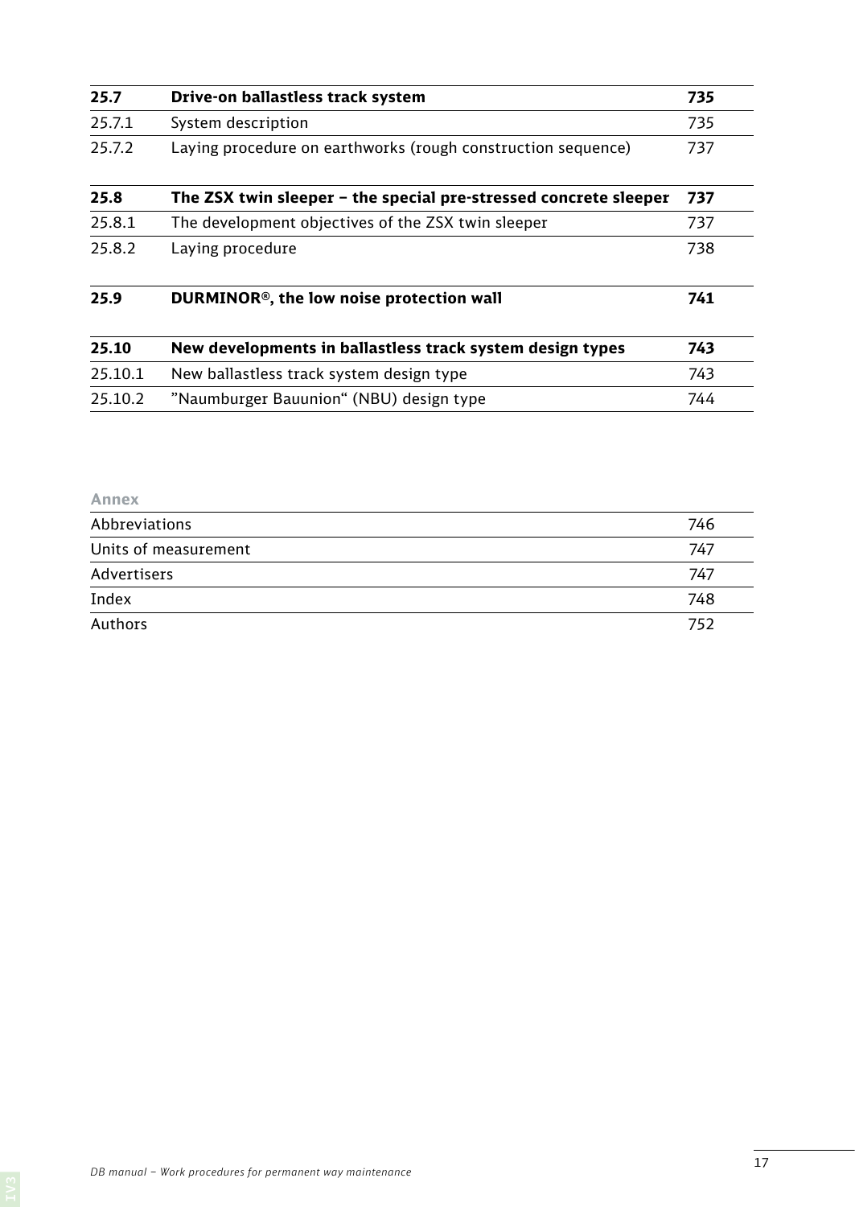| | | |
|---|---|---|
| **25.7** | **Drive-on ballastless track system** | **735** |
| 25.7.1 | System description | 735 |
| 25.7.2 | Laying procedure on earthworks (rough construction sequence) | 737 |
| **25.8** | **The ZSX twin sleeper – the special pre-stressed concrete sleeper** | **737** |
| 25.8.1 | The development objectives of the ZSX twin sleeper | 737 |
| 25.8.2 | Laying procedure | 738 |
| **25.9** | **DURMINOR®, the low noise protection wall** | **741** |
| **25.10** | **New developments in ballastless track system design types** | **743** |
| 25.10.1 | New ballastless track system design type | 743 |
| 25.10.2 | ”Naumburger Bauunion“ (NBU) design type | 744 |

**Annex**

| | |
|---|---|
| Abbreviations | 746 |
| Units of measurement | 747 |
| Advertisers | 747 |
| Index | 748 |
| Authors | 752 |